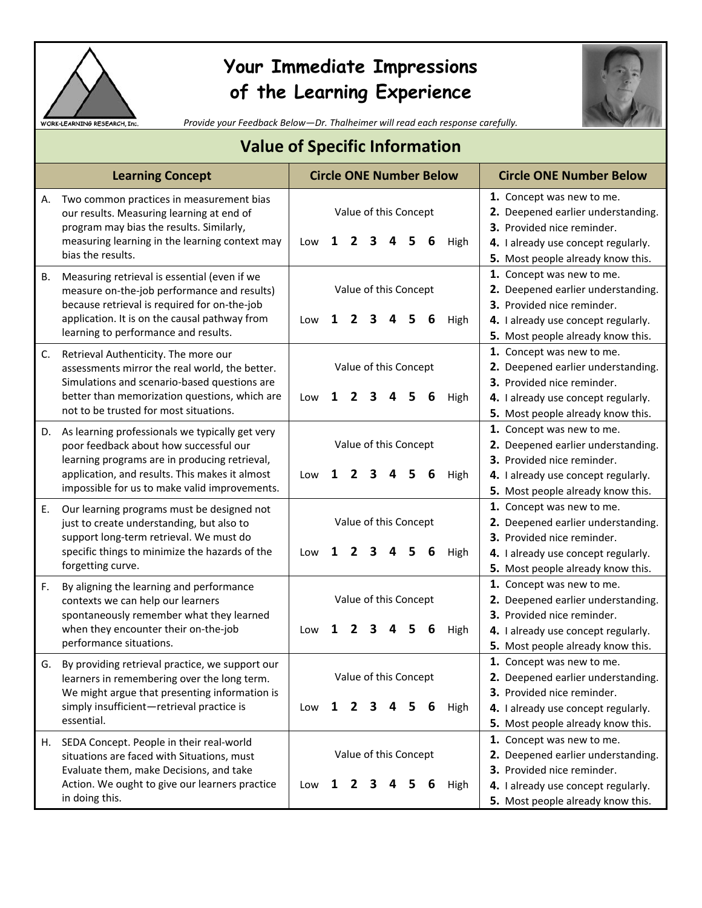# Your Immediate Impressions of the Learning Experience

WORK-LEARNING RESEARCH, Inc.

*Provide your Feedback Below—Dr. Thalheimer will read each response carefully.*

## Value of Specific Information

| Learning Concept | Circle ONE Number Below | Circle ONE Number Below |
|---|---|---|
| A. Two common practices in measurement bias our results. Measuring learning at end of program may bias the results. Similarly, measuring learning in the learning context may bias the results. | Value of this Concept<br>Low **1 2 3 4 5 6** High | **1.** Concept was new to me.<br>**2.** Deepened earlier understanding.<br>**3.** Provided nice reminder.<br>**4.** I already use concept regularly.<br>**5.** Most people already know this. |
| B. Measuring retrieval is essential (even if we measure on-the-job performance and results) because retrieval is required for on-the-job application. It is on the causal pathway from learning to performance and results. | Value of this Concept<br>Low **1 2 3 4 5 6** High | **1.** Concept was new to me.<br>**2.** Deepened earlier understanding.<br>**3.** Provided nice reminder.<br>**4.** I already use concept regularly.<br>**5.** Most people already know this. |
| C. Retrieval Authenticity. The more our assessments mirror the real world, the better. Simulations and scenario-based questions are better than memorization questions, which are not to be trusted for most situations. | Value of this Concept<br>Low **1 2 3 4 5 6** High | **1.** Concept was new to me.<br>**2.** Deepened earlier understanding.<br>**3.** Provided nice reminder.<br>**4.** I already use concept regularly.<br>**5.** Most people already know this. |
| D. As learning professionals we typically get very poor feedback about how successful our learning programs are in producing retrieval, application, and results. This makes it almost impossible for us to make valid improvements. | Value of this Concept<br>Low **1 2 3 4 5 6** High | **1.** Concept was new to me.<br>**2.** Deepened earlier understanding.<br>**3.** Provided nice reminder.<br>**4.** I already use concept regularly.<br>**5.** Most people already know this. |
| E. Our learning programs must be designed not just to create understanding, but also to support long-term retrieval. We must do specific things to minimize the hazards of the forgetting curve. | Value of this Concept<br>Low **1 2 3 4 5 6** High | **1.** Concept was new to me.<br>**2.** Deepened earlier understanding.<br>**3.** Provided nice reminder.<br>**4.** I already use concept regularly.<br>**5.** Most people already know this. |
| F. By aligning the learning and performance contexts we can help our learners spontaneously remember what they learned when they encounter their on-the-job performance situations. | Value of this Concept<br>Low **1 2 3 4 5 6** High | **1.** Concept was new to me.<br>**2.** Deepened earlier understanding.<br>**3.** Provided nice reminder.<br>**4.** I already use concept regularly.<br>**5.** Most people already know this. |
| G. By providing retrieval practice, we support our learners in remembering over the long term. We might argue that presenting information is simply insufficient—retrieval practice is essential. | Value of this Concept<br>Low **1 2 3 4 5 6** High | **1.** Concept was new to me.<br>**2.** Deepened earlier understanding.<br>**3.** Provided nice reminder.<br>**4.** I already use concept regularly.<br>**5.** Most people already know this. |
| H. SEDA Concept. People in their real-world situations are faced with Situations, must Evaluate them, make Decisions, and take Action. We ought to give our learners practice in doing this. | Value of this Concept<br>Low **1 2 3 4 5 6** High | **1.** Concept was new to me.<br>**2.** Deepened earlier understanding.<br>**3.** Provided nice reminder.<br>**4.** I already use concept regularly.<br>**5.** Most people already know this. |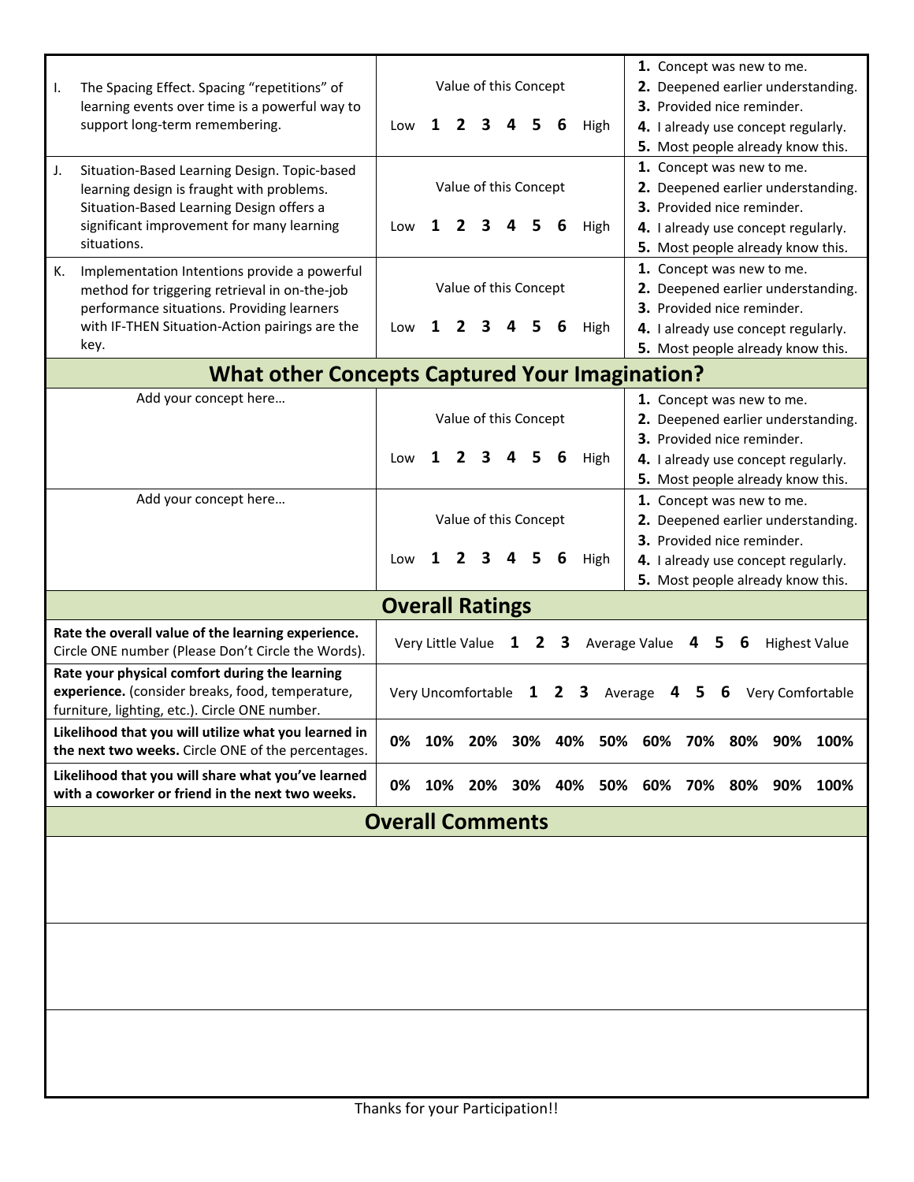| | | |
|---|---|---|
| I. The Spacing Effect. Spacing "repetitions" of learning events over time is a powerful way to support long-term remembering. | Value of this Concept<br>Low **1 2 3 4 5 6** High | **1.** Concept was new to me.<br>**2.** Deepened earlier understanding.<br>**3.** Provided nice reminder.<br>**4.** I already use concept regularly.<br>**5.** Most people already know this. |
| J. Situation-Based Learning Design. Topic-based learning design is fraught with problems. Situation-Based Learning Design offers a significant improvement for many learning situations. | Value of this Concept<br>Low **1 2 3 4 5 6** High | **1.** Concept was new to me.<br>**2.** Deepened earlier understanding.<br>**3.** Provided nice reminder.<br>**4.** I already use concept regularly.<br>**5.** Most people already know this. |
| K. Implementation Intentions provide a powerful method for triggering retrieval in on-the-job performance situations. Providing learners with IF-THEN Situation-Action pairings are the key. | Value of this Concept<br>Low **1 2 3 4 5 6** High | **1.** Concept was new to me.<br>**2.** Deepened earlier understanding.<br>**3.** Provided nice reminder.<br>**4.** I already use concept regularly.<br>**5.** Most people already know this. |

## What other Concepts Captured Your Imagination?

| | | |
|---|---|---|
| Add your concept here… | Value of this Concept<br>Low **1 2 3 4 5 6** High | **1.** Concept was new to me.<br>**2.** Deepened earlier understanding.<br>**3.** Provided nice reminder.<br>**4.** I already use concept regularly.<br>**5.** Most people already know this. |
| Add your concept here… | Value of this Concept<br>Low **1 2 3 4 5 6** High | **1.** Concept was new to me.<br>**2.** Deepened earlier understanding.<br>**3.** Provided nice reminder.<br>**4.** I already use concept regularly.<br>**5.** Most people already know this. |

## Overall Ratings

| | |
|---|---|
| **Rate the overall value of the learning experience.** Circle ONE number (Please Don't Circle the Words). | Very Little Value **1 2 3** Average Value **4 5 6** Highest Value |
| **Rate your physical comfort during the learning experience.** (consider breaks, food, temperature, furniture, lighting, etc.). Circle ONE number. | Very Uncomfortable **1 2 3** Average **4 5 6** Very Comfortable |
| **Likelihood that you will utilize what you learned in the next two weeks.** Circle ONE of the percentages. | **0% 10% 20% 30% 40% 50% 60% 70% 80% 90% 100%** |
| **Likelihood that you will share what you've learned with a coworker or friend in the next two weeks.** | **0% 10% 20% 30% 40% 50% 60% 70% 80% 90% 100%** |

## Overall Comments

Thanks for your Participation!!